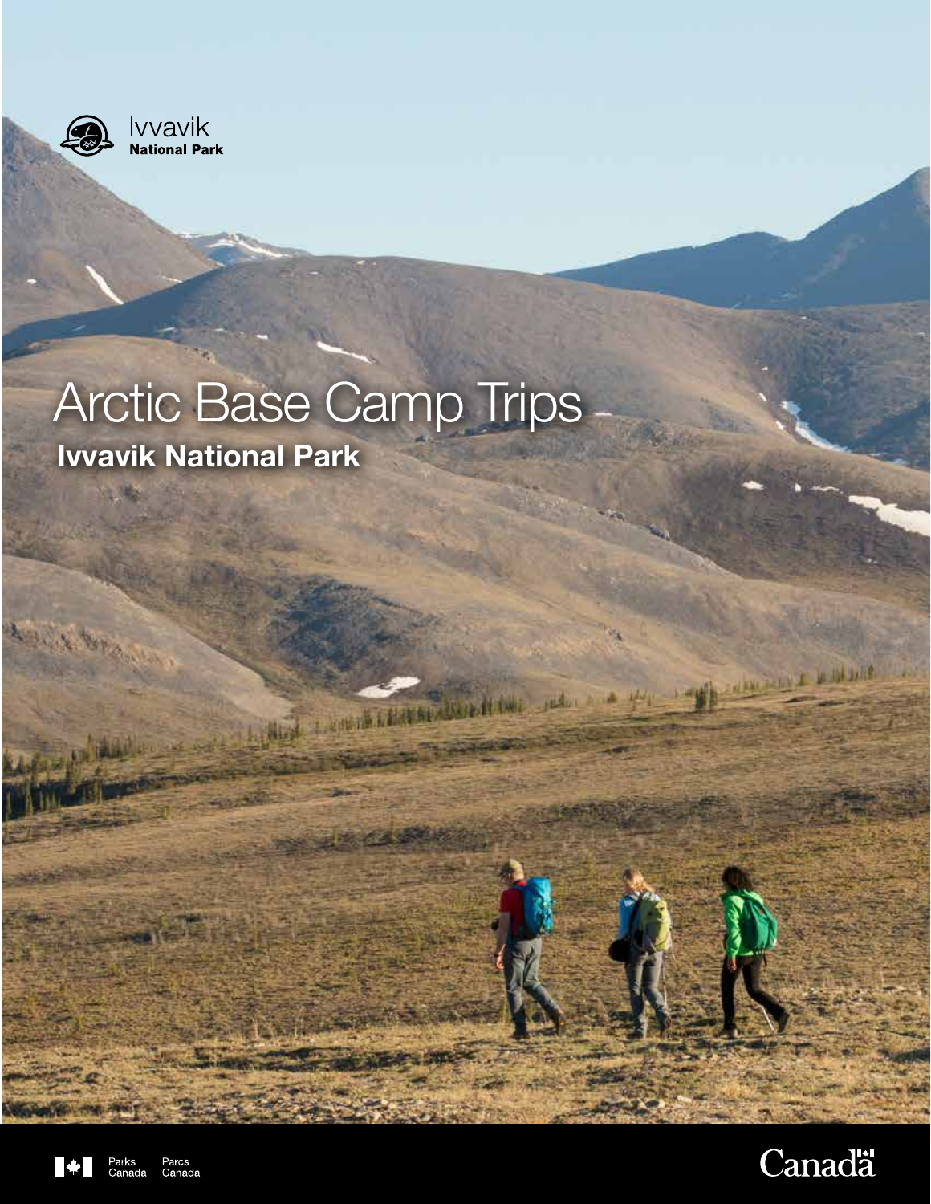Ivvavik
**National Park**

# Arctic Base Camp Trips

## Ivvavik National Park

Parks Canada · Parcs Canada

Canada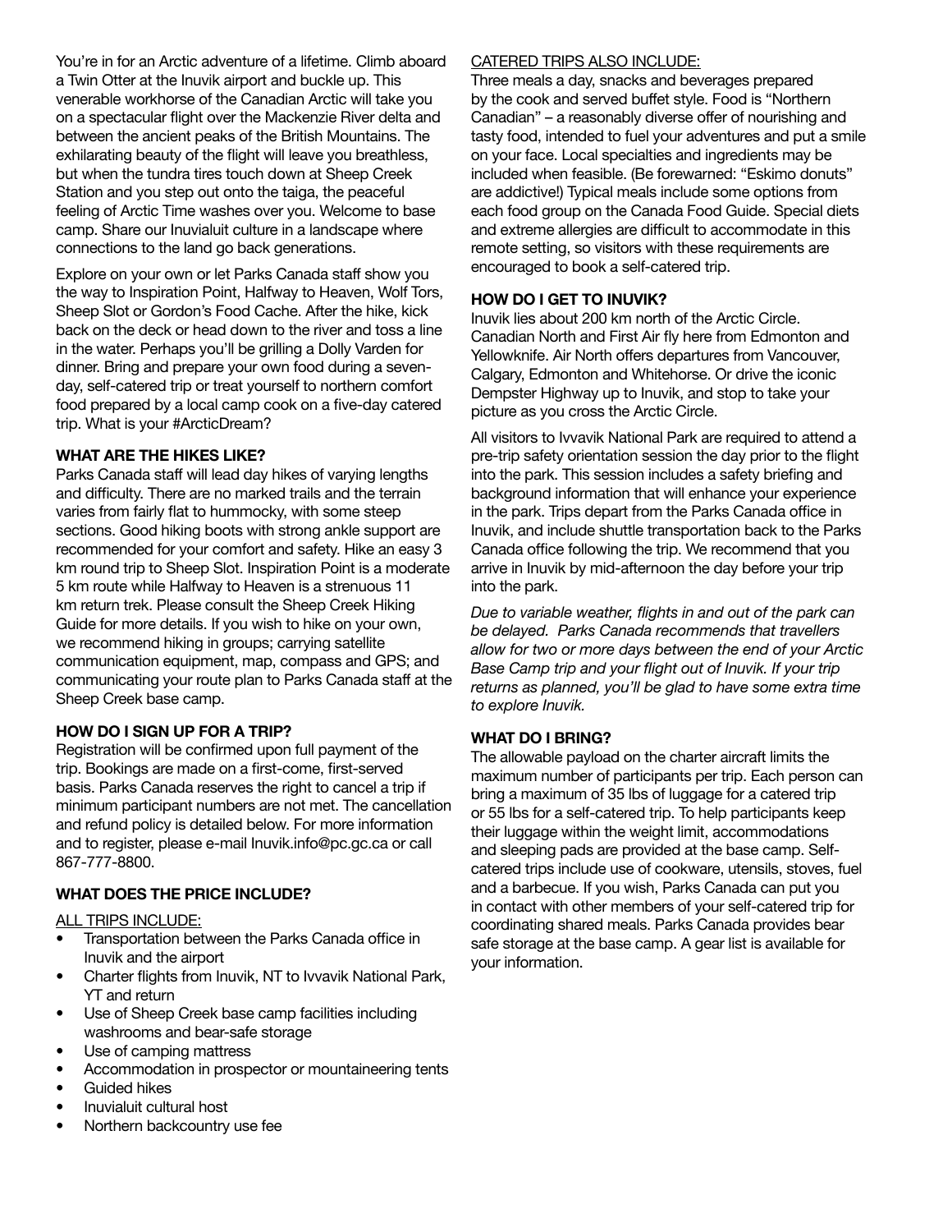You're in for an Arctic adventure of a lifetime. Climb aboard a Twin Otter at the Inuvik airport and buckle up. This venerable workhorse of the Canadian Arctic will take you on a spectacular flight over the Mackenzie River delta and between the ancient peaks of the British Mountains. The exhilarating beauty of the flight will leave you breathless, but when the tundra tires touch down at Sheep Creek Station and you step out onto the taiga, the peaceful feeling of Arctic Time washes over you. Welcome to base camp. Share our Inuvialuit culture in a landscape where connections to the land go back generations.

Explore on your own or let Parks Canada staff show you the way to Inspiration Point, Halfway to Heaven, Wolf Tors, Sheep Slot or Gordon's Food Cache. After the hike, kick back on the deck or head down to the river and toss a line in the water. Perhaps you'll be grilling a Dolly Varden for dinner. Bring and prepare your own food during a seven-day, self-catered trip or treat yourself to northern comfort food prepared by a local camp cook on a five-day catered trip. What is your #ArcticDream?

**WHAT ARE THE HIKES LIKE?**

Parks Canada staff will lead day hikes of varying lengths and difficulty. There are no marked trails and the terrain varies from fairly flat to hummocky, with some steep sections. Good hiking boots with strong ankle support are recommended for your comfort and safety. Hike an easy 3 km round trip to Sheep Slot. Inspiration Point is a moderate 5 km route while Halfway to Heaven is a strenuous 11 km return trek. Please consult the Sheep Creek Hiking Guide for more details. If you wish to hike on your own, we recommend hiking in groups; carrying satellite communication equipment, map, compass and GPS; and communicating your route plan to Parks Canada staff at the Sheep Creek base camp.

**HOW DO I SIGN UP FOR A TRIP?**

Registration will be confirmed upon full payment of the trip. Bookings are made on a first-come, first-served basis. Parks Canada reserves the right to cancel a trip if minimum participant numbers are not met. The cancellation and refund policy is detailed below. For more information and to register, please e-mail Inuvik.info@pc.gc.ca or call 867-777-8800.

**WHAT DOES THE PRICE INCLUDE?**

ALL TRIPS INCLUDE:

- Transportation between the Parks Canada office in Inuvik and the airport
- Charter flights from Inuvik, NT to Ivvavik National Park, YT and return
- Use of Sheep Creek base camp facilities including washrooms and bear-safe storage
- Use of camping mattress
- Accommodation in prospector or mountaineering tents
- Guided hikes
- Inuvialuit cultural host
- Northern backcountry use fee

CATERED TRIPS ALSO INCLUDE:

Three meals a day, snacks and beverages prepared by the cook and served buffet style. Food is "Northern Canadian" – a reasonably diverse offer of nourishing and tasty food, intended to fuel your adventures and put a smile on your face. Local specialties and ingredients may be included when feasible. (Be forewarned: "Eskimo donuts" are addictive!) Typical meals include some options from each food group on the Canada Food Guide. Special diets and extreme allergies are difficult to accommodate in this remote setting, so visitors with these requirements are encouraged to book a self-catered trip.

**HOW DO I GET TO INUVIK?**

Inuvik lies about 200 km north of the Arctic Circle. Canadian North and First Air fly here from Edmonton and Yellowknife. Air North offers departures from Vancouver, Calgary, Edmonton and Whitehorse. Or drive the iconic Dempster Highway up to Inuvik, and stop to take your picture as you cross the Arctic Circle.

All visitors to Ivvavik National Park are required to attend a pre-trip safety orientation session the day prior to the flight into the park. This session includes a safety briefing and background information that will enhance your experience in the park. Trips depart from the Parks Canada office in Inuvik, and include shuttle transportation back to the Parks Canada office following the trip. We recommend that you arrive in Inuvik by mid-afternoon the day before your trip into the park.

*Due to variable weather, flights in and out of the park can be delayed. Parks Canada recommends that travellers allow for two or more days between the end of your Arctic Base Camp trip and your flight out of Inuvik. If your trip returns as planned, you'll be glad to have some extra time to explore Inuvik.*

**WHAT DO I BRING?**

The allowable payload on the charter aircraft limits the maximum number of participants per trip. Each person can bring a maximum of 35 lbs of luggage for a catered trip or 55 lbs for a self-catered trip. To help participants keep their luggage within the weight limit, accommodations and sleeping pads are provided at the base camp. Self-catered trips include use of cookware, utensils, stoves, fuel and a barbecue. If you wish, Parks Canada can put you in contact with other members of your self-catered trip for coordinating shared meals. Parks Canada provides bear safe storage at the base camp. A gear list is available for your information.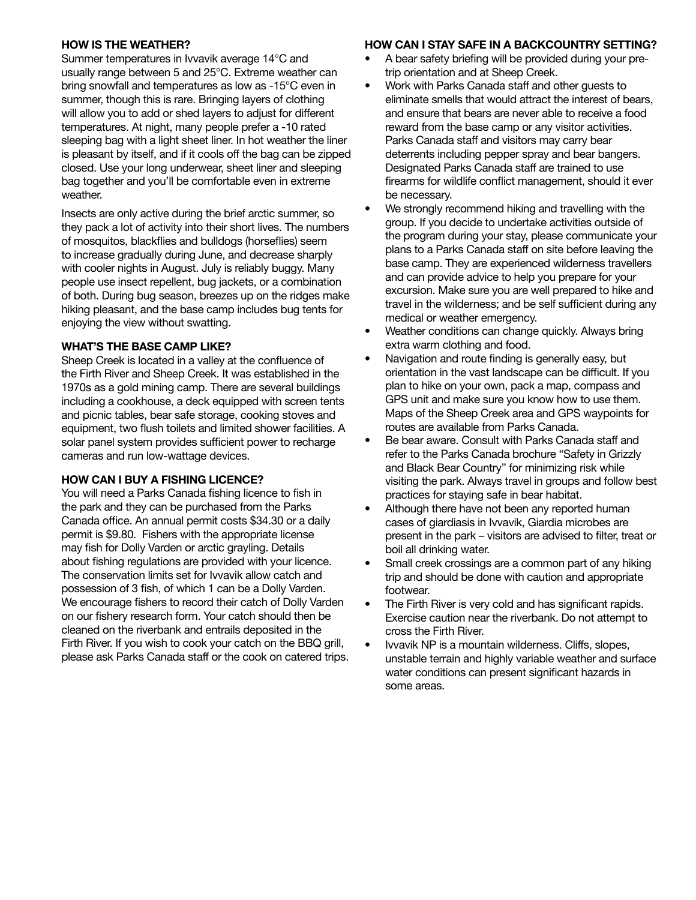### HOW IS THE WEATHER?

Summer temperatures in Ivvavik average 14°C and usually range between 5 and 25°C. Extreme weather can bring snowfall and temperatures as low as -15°C even in summer, though this is rare. Bringing layers of clothing will allow you to add or shed layers to adjust for different temperatures. At night, many people prefer a -10 rated sleeping bag with a light sheet liner. In hot weather the liner is pleasant by itself, and if it cools off the bag can be zipped closed. Use your long underwear, sheet liner and sleeping bag together and you'll be comfortable even in extreme weather.

Insects are only active during the brief arctic summer, so they pack a lot of activity into their short lives. The numbers of mosquitos, blackflies and bulldogs (horseflies) seem to increase gradually during June, and decrease sharply with cooler nights in August. July is reliably buggy. Many people use insect repellent, bug jackets, or a combination of both. During bug season, breezes up on the ridges make hiking pleasant, and the base camp includes bug tents for enjoying the view without swatting.

### WHAT'S THE BASE CAMP LIKE?

Sheep Creek is located in a valley at the confluence of the Firth River and Sheep Creek. It was established in the 1970s as a gold mining camp. There are several buildings including a cookhouse, a deck equipped with screen tents and picnic tables, bear safe storage, cooking stoves and equipment, two flush toilets and limited shower facilities. A solar panel system provides sufficient power to recharge cameras and run low-wattage devices.

### HOW CAN I BUY A FISHING LICENCE?

You will need a Parks Canada fishing licence to fish in the park and they can be purchased from the Parks Canada office. An annual permit costs $34.30 or a daily permit is $9.80. Fishers with the appropriate license may fish for Dolly Varden or arctic grayling. Details about fishing regulations are provided with your licence. The conservation limits set for Ivvavik allow catch and possession of 3 fish, of which 1 can be a Dolly Varden. We encourage fishers to record their catch of Dolly Varden on our fishery research form. Your catch should then be cleaned on the riverbank and entrails deposited in the Firth River. If you wish to cook your catch on the BBQ grill, please ask Parks Canada staff or the cook on catered trips.

### HOW CAN I STAY SAFE IN A BACKCOUNTRY SETTING?

- A bear safety briefing will be provided during your pre-trip orientation and at Sheep Creek.
- Work with Parks Canada staff and other guests to eliminate smells that would attract the interest of bears, and ensure that bears are never able to receive a food reward from the base camp or any visitor activities. Parks Canada staff and visitors may carry bear deterrents including pepper spray and bear bangers. Designated Parks Canada staff are trained to use firearms for wildlife conflict management, should it ever be necessary.
- We strongly recommend hiking and travelling with the group. If you decide to undertake activities outside of the program during your stay, please communicate your plans to a Parks Canada staff on site before leaving the base camp. They are experienced wilderness travellers and can provide advice to help you prepare for your excursion. Make sure you are well prepared to hike and travel in the wilderness; and be self sufficient during any medical or weather emergency.
- Weather conditions can change quickly. Always bring extra warm clothing and food.
- Navigation and route finding is generally easy, but orientation in the vast landscape can be difficult. If you plan to hike on your own, pack a map, compass and GPS unit and make sure you know how to use them. Maps of the Sheep Creek area and GPS waypoints for routes are available from Parks Canada.
- Be bear aware. Consult with Parks Canada staff and refer to the Parks Canada brochure "Safety in Grizzly and Black Bear Country" for minimizing risk while visiting the park. Always travel in groups and follow best practices for staying safe in bear habitat.
- Although there have not been any reported human cases of giardiasis in Ivvavik, Giardia microbes are present in the park – visitors are advised to filter, treat or boil all drinking water.
- Small creek crossings are a common part of any hiking trip and should be done with caution and appropriate footwear.
- The Firth River is very cold and has significant rapids. Exercise caution near the riverbank. Do not attempt to cross the Firth River.
- Ivvavik NP is a mountain wilderness. Cliffs, slopes, unstable terrain and highly variable weather and surface water conditions can present significant hazards in some areas.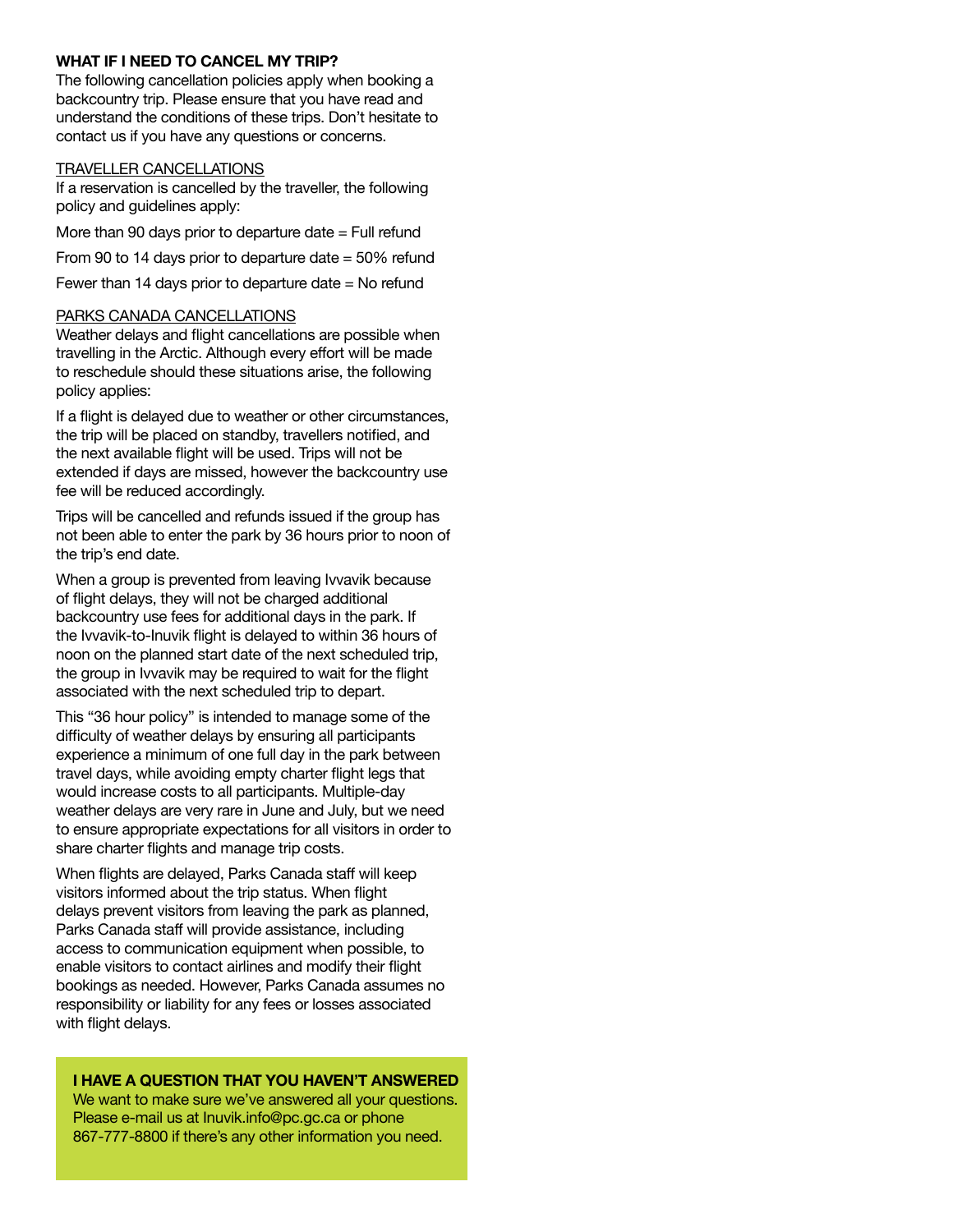## WHAT IF I NEED TO CANCEL MY TRIP?

The following cancellation policies apply when booking a backcountry trip. Please ensure that you have read and understand the conditions of these trips. Don't hesitate to contact us if you have any questions or concerns.

### TRAVELLER CANCELLATIONS

If a reservation is cancelled by the traveller, the following policy and guidelines apply:

More than 90 days prior to departure date = Full refund

From 90 to 14 days prior to departure date = 50% refund

Fewer than 14 days prior to departure date = No refund

### PARKS CANADA CANCELLATIONS

Weather delays and flight cancellations are possible when travelling in the Arctic. Although every effort will be made to reschedule should these situations arise, the following policy applies:

If a flight is delayed due to weather or other circumstances, the trip will be placed on standby, travellers notified, and the next available flight will be used. Trips will not be extended if days are missed, however the backcountry use fee will be reduced accordingly.

Trips will be cancelled and refunds issued if the group has not been able to enter the park by 36 hours prior to noon of the trip's end date.

When a group is prevented from leaving Ivvavik because of flight delays, they will not be charged additional backcountry use fees for additional days in the park. If the Ivvavik-to-Inuvik flight is delayed to within 36 hours of noon on the planned start date of the next scheduled trip, the group in Ivvavik may be required to wait for the flight associated with the next scheduled trip to depart.

This "36 hour policy" is intended to manage some of the difficulty of weather delays by ensuring all participants experience a minimum of one full day in the park between travel days, while avoiding empty charter flight legs that would increase costs to all participants. Multiple-day weather delays are very rare in June and July, but we need to ensure appropriate expectations for all visitors in order to share charter flights and manage trip costs.

When flights are delayed, Parks Canada staff will keep visitors informed about the trip status. When flight delays prevent visitors from leaving the park as planned, Parks Canada staff will provide assistance, including access to communication equipment when possible, to enable visitors to contact airlines and modify their flight bookings as needed. However, Parks Canada assumes no responsibility or liability for any fees or losses associated with flight delays.

## I HAVE A QUESTION THAT YOU HAVEN'T ANSWERED

We want to make sure we've answered all your questions. Please e-mail us at Inuvik.info@pc.gc.ca or phone 867-777-8800 if there's any other information you need.